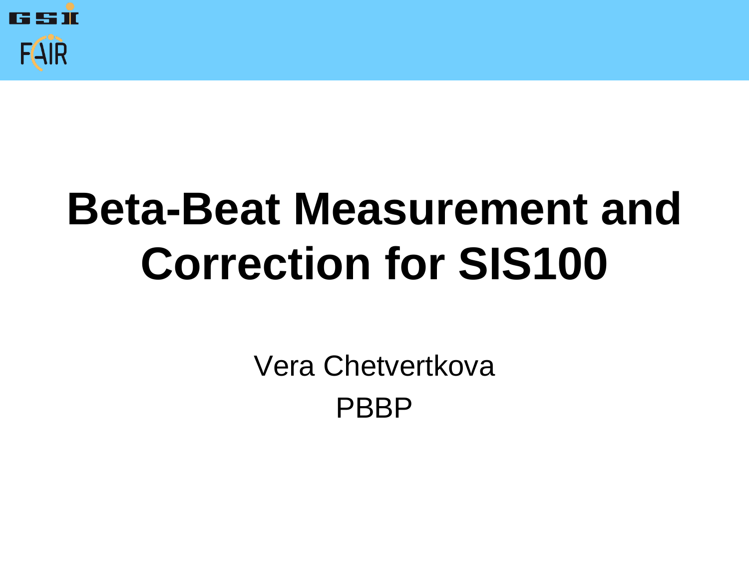# Beta-Beat Measurement and Correction for SIS100

Vera Chetvertkova

PBBP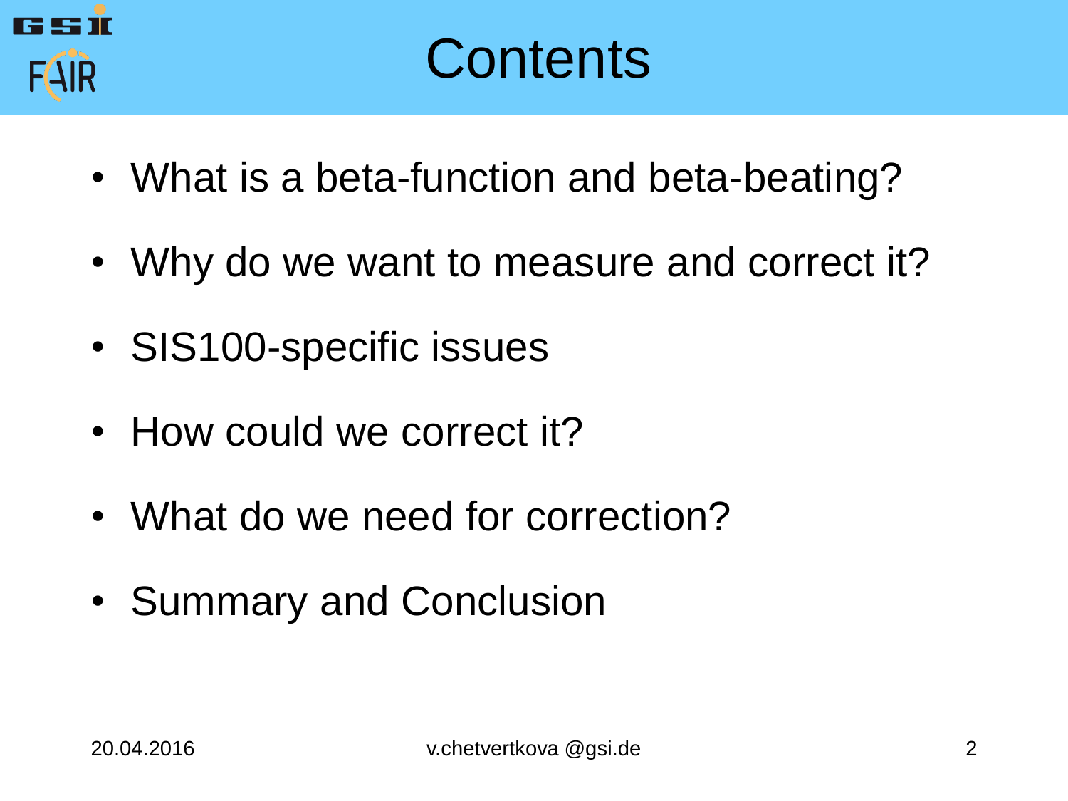# Contents

- What is a beta-function and beta-beating?
- Why do we want to measure and correct it?
- SIS100-specific issues
- How could we correct it?
- What do we need for correction?
- Summary and Conclusion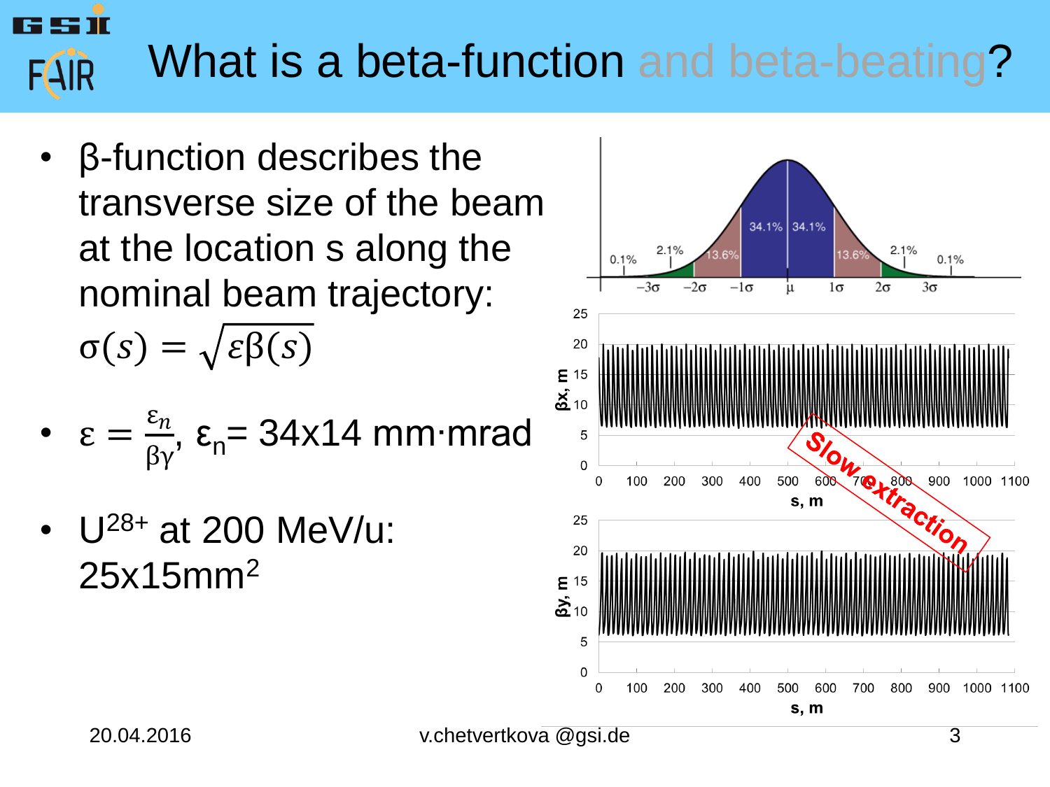# What is a beta-function and beta-beating?

- β-function describes the transverse size of the beam at the location s along the nominal beam trajectory: $\sigma(s) = \sqrt{\varepsilon\beta(s)}$
- $\varepsilon = \frac{\varepsilon_n}{\beta\gamma}$, $\varepsilon_n$= 34x14 mm·mrad
- $U^{28+}$ at 200 MeV/u: 25x15mm$^2$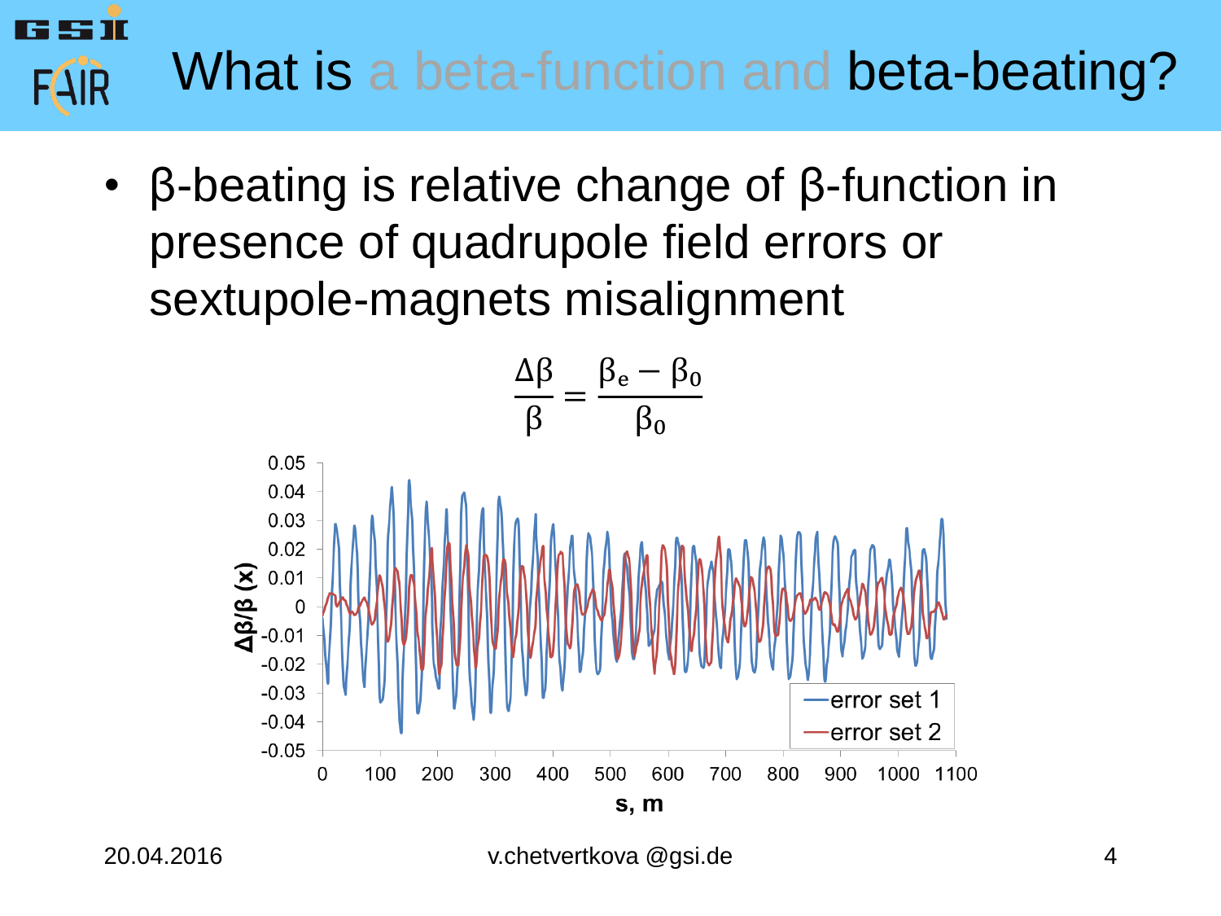# What is a beta-function and beta-beating?

- β-beating is relative change of β-function in presence of quadrupole field errors or sextupole-magnets misalignment

$$\frac{\Delta\beta}{\beta} = \frac{\beta_e - \beta_0}{\beta_0}$$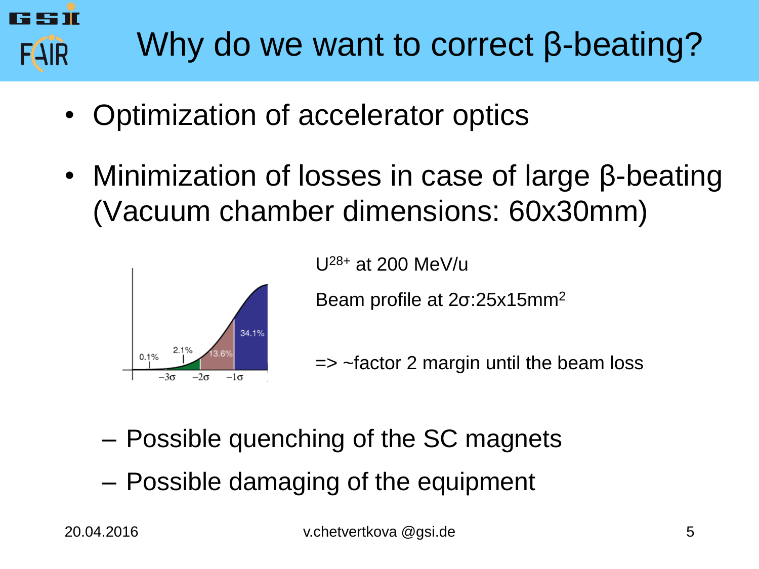# Why do we want to correct β-beating?

- Optimization of accelerator optics
- Minimization of losses in case of large β-beating (Vacuum chamber dimensions: 60x30mm)

$U^{28+}$ at 200 MeV/u

Beam profile at 2σ:25x15mm$^2$

=> ~factor 2 margin until the beam loss

  - Possible quenching of the SC magnets
  - Possible damaging of the equipment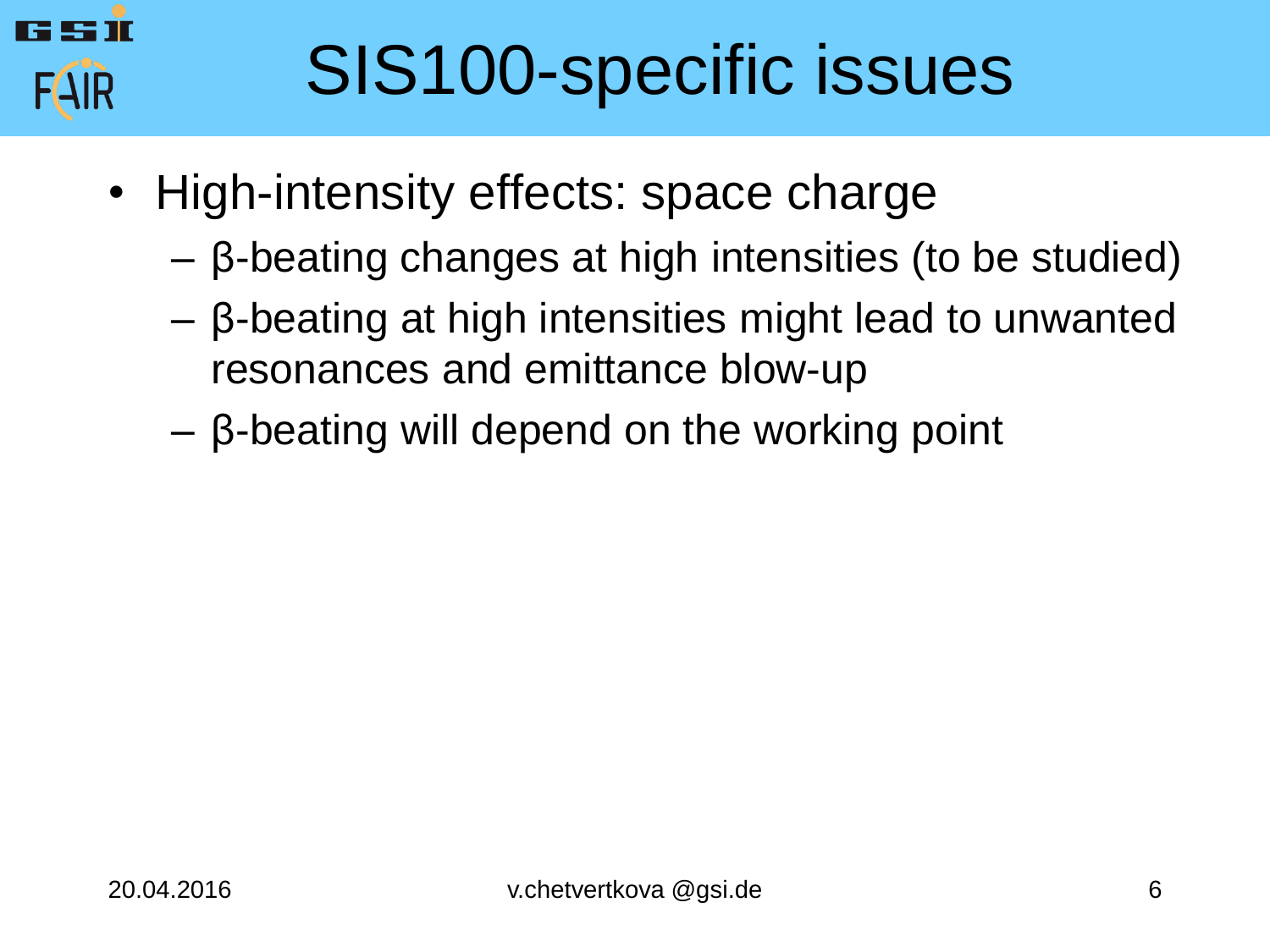# SIS100-specific issues

- High-intensity effects: space charge
  - β-beating changes at high intensities (to be studied)
  - β-beating at high intensities might lead to unwanted resonances and emittance blow-up
  - β-beating will depend on the working point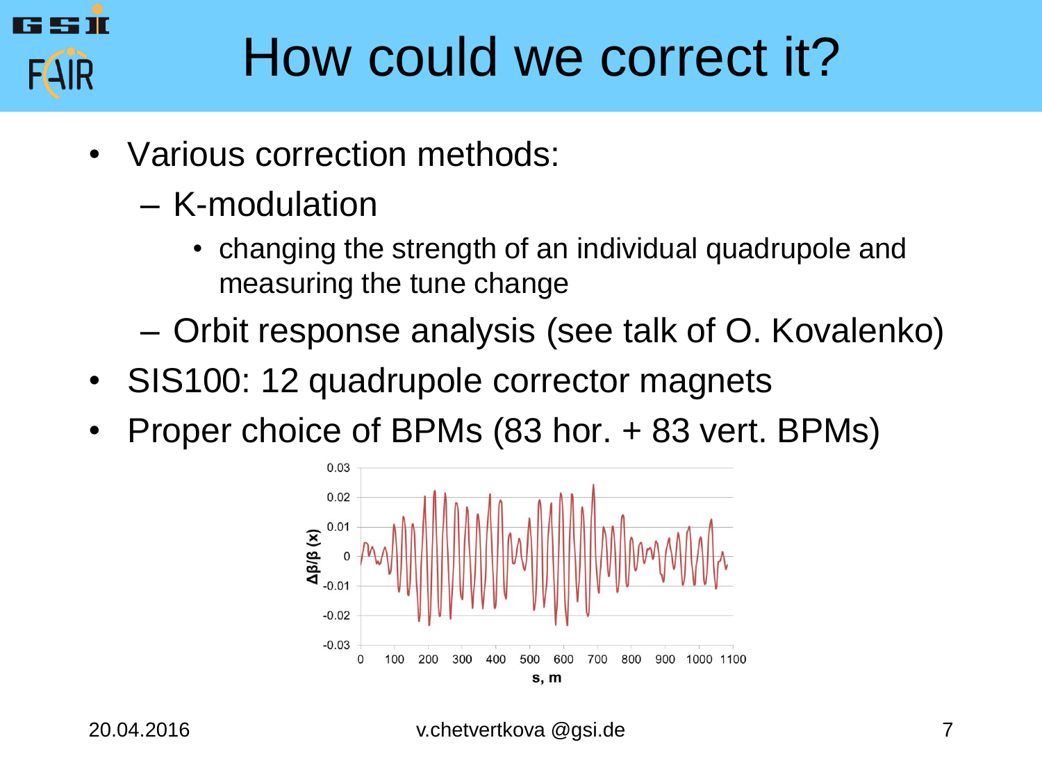# How could we correct it?

- Various correction methods:
  - K-modulation
    - changing the strength of an individual quadrupole and measuring the tune change
  - Orbit response analysis (see talk of O. Kovalenko)
- SIS100: 12 quadrupole corrector magnets
- Proper choice of BPMs (83 hor. + 83 vert. BPMs)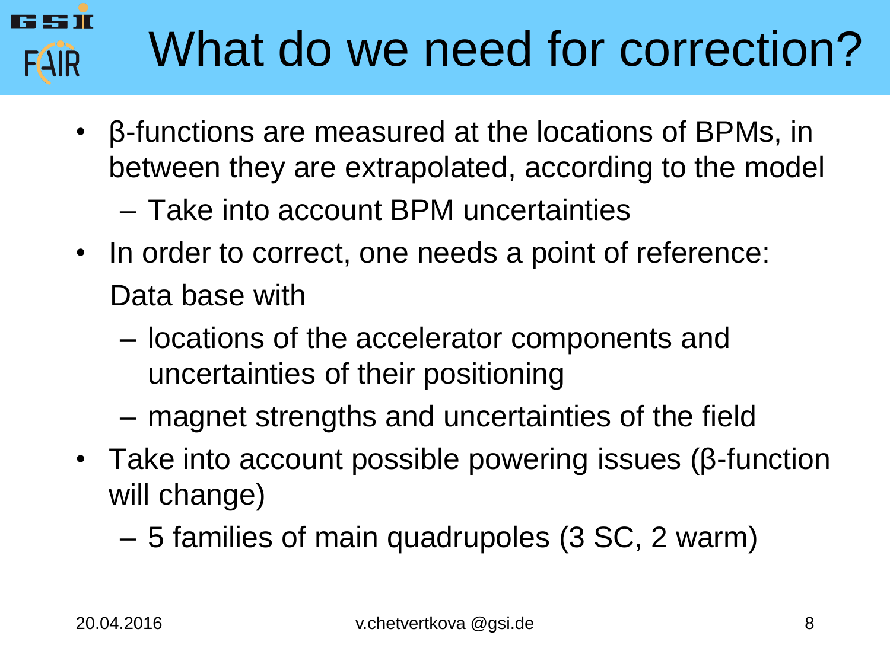# What do we need for correction?

- $\beta$-functions are measured at the locations of BPMs, in between they are extrapolated, according to the model
  - Take into account BPM uncertainties
- In order to correct, one needs a point of reference: Data base with
  - locations of the accelerator components and uncertainties of their positioning
  - magnet strengths and uncertainties of the field
- Take into account possible powering issues ($\beta$-function will change)
  - 5 families of main quadrupoles (3 SC, 2 warm)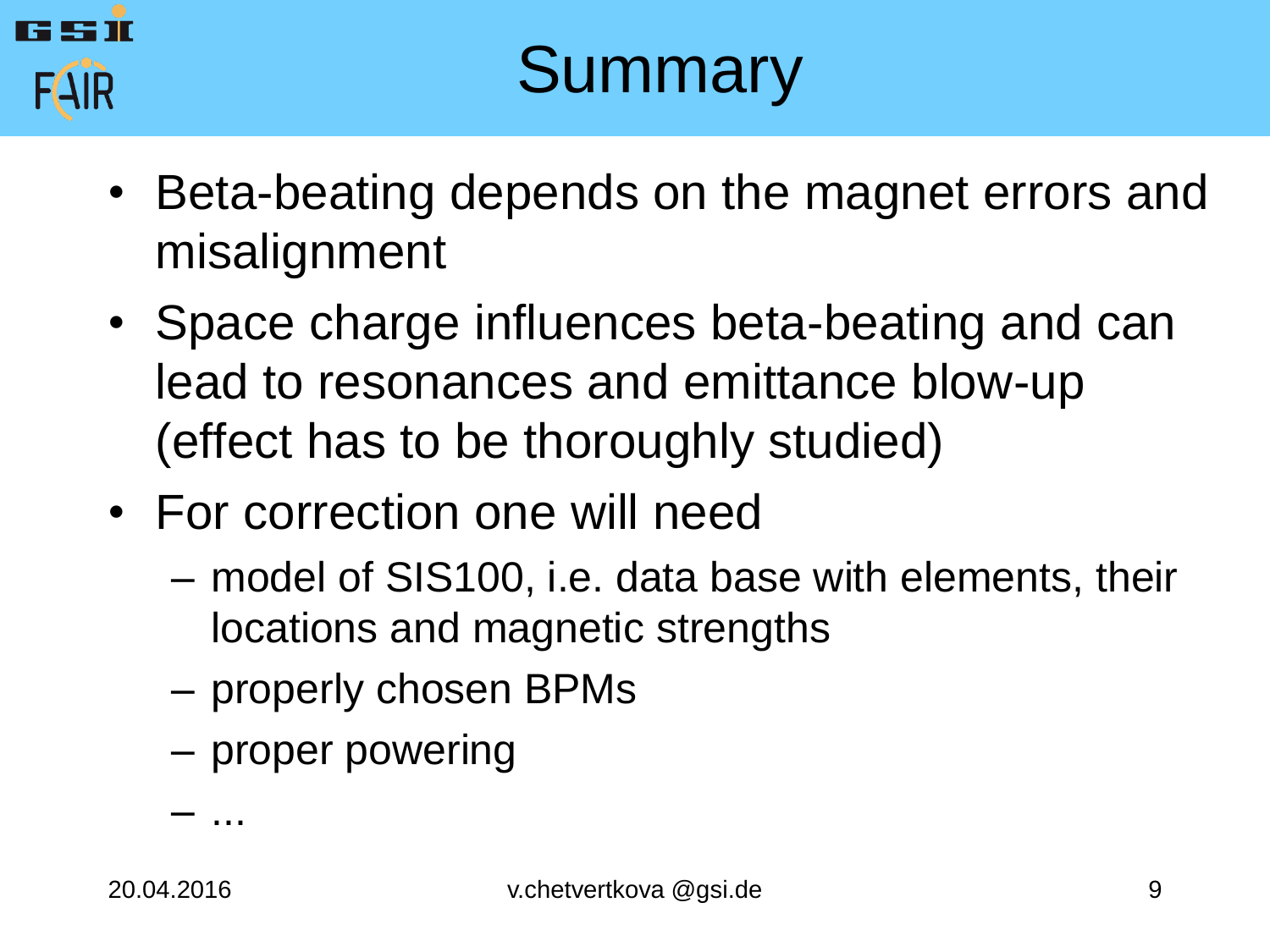# Summary

- Beta-beating depends on the magnet errors and misalignment
- Space charge influences beta-beating and can lead to resonances and emittance blow-up (effect has to be thoroughly studied)
- For correction one will need
  - model of SIS100, i.e. data base with elements, their locations and magnetic strengths
  - properly chosen BPMs
  - proper powering
  - ...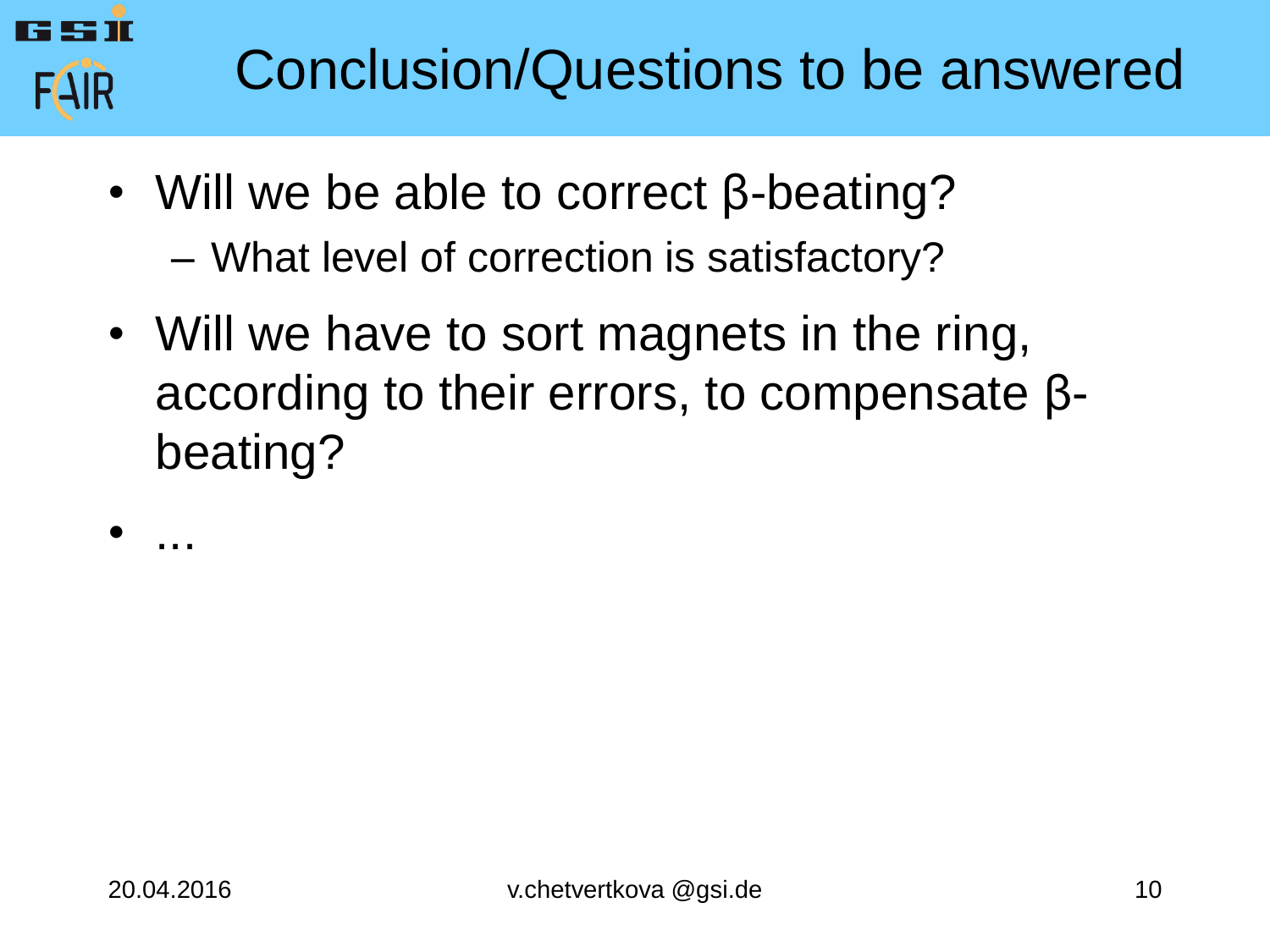# Conclusion/Questions to be answered

- Will we be able to correct β-beating?
  - What level of correction is satisfactory?
- Will we have to sort magnets in the ring, according to their errors, to compensate β-beating?
- ...